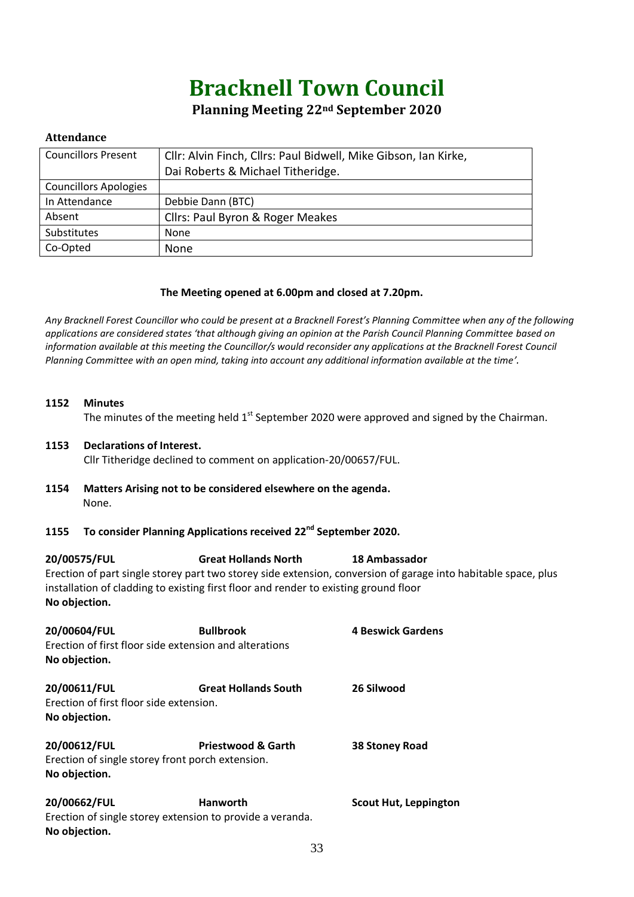# Bracknell Town Council

## Planning Meeting 22nd September 2020

### Attendance

| | |
|---|---|
| Councillors Present | Cllr: Alvin Finch, Cllrs: Paul Bidwell, Mike Gibson, Ian Kirke, Dai Roberts & Michael Titheridge. |
| Councillors Apologies | |
| In Attendance | Debbie Dann (BTC) |
| Absent | Cllrs: Paul Byron & Roger Meakes |
| Substitutes | None |
| Co-Opted | None |

**The Meeting opened at 6.00pm and closed at 7.20pm.**

*Any Bracknell Forest Councillor who could be present at a Bracknell Forest's Planning Committee when any of the following applications are considered states 'that although giving an opinion at the Parish Council Planning Committee based on information available at this meeting the Councillor/s would reconsider any applications at the Bracknell Forest Council Planning Committee with an open mind, taking into account any additional information available at the time'.*

**1152 Minutes**

The minutes of the meeting held 1st September 2020 were approved and signed by the Chairman.

**1153 Declarations of Interest.**

Cllr Titheridge declined to comment on application-20/00657/FUL.

**1154 Matters Arising not to be considered elsewhere on the agenda.**

None.

**1155 To consider Planning Applications received 22nd September 2020.**

**20/00575/FUL** **Great Hollands North** **18 Ambassador**

Erection of part single storey part two storey side extension, conversion of garage into habitable space, plus installation of cladding to existing first floor and render to existing ground floor

**No objection.**

**20/00604/FUL** **Bullbrook** **4 Beswick Gardens**

Erection of first floor side extension and alterations

**No objection.**

**20/00611/FUL** **Great Hollands South** **26 Silwood**

Erection of first floor side extension.

**No objection.**

**20/00612/FUL** **Priestwood & Garth** **38 Stoney Road**

Erection of single storey front porch extension.

**No objection.**

**20/00662/FUL** **Hanworth** **Scout Hut, Leppington**

Erection of single storey extension to provide a veranda.

**No objection.**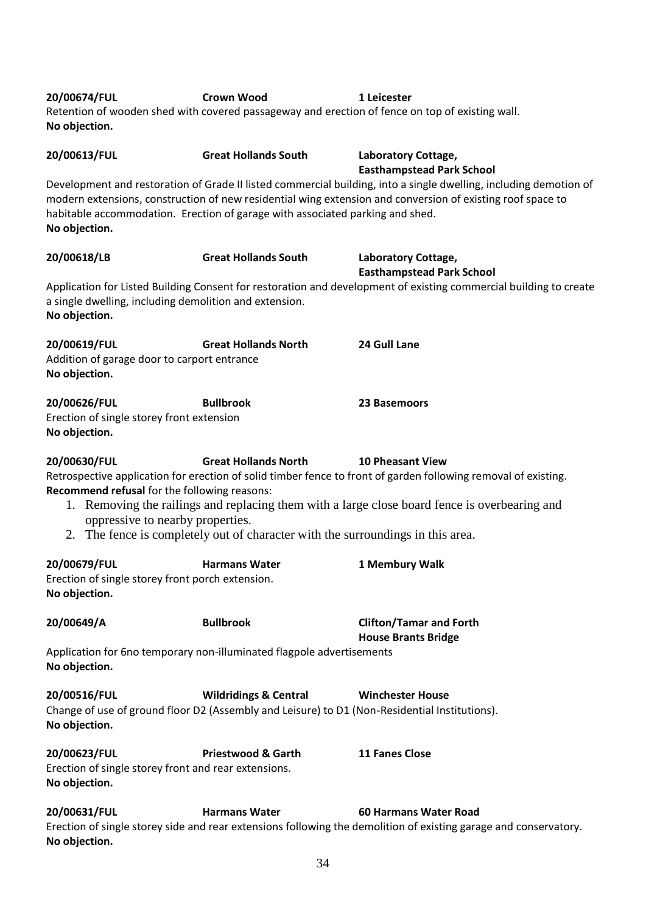**20/00674/FUL** **Crown Wood** **1 Leicester**

Retention of wooden shed with covered passageway and erection of fence on top of existing wall.

**No objection.**

**20/00613/FUL** **Great Hollands South** **Laboratory Cottage, Easthampstead Park School**

Development and restoration of Grade II listed commercial building, into a single dwelling, including demotion of modern extensions, construction of new residential wing extension and conversion of existing roof space to habitable accommodation. Erection of garage with associated parking and shed.

**No objection.**

**20/00618/LB** **Great Hollands South** **Laboratory Cottage, Easthampstead Park School**

Application for Listed Building Consent for restoration and development of existing commercial building to create a single dwelling, including demolition and extension.

**No objection.**

**20/00619/FUL** **Great Hollands North** **24 Gull Lane**

Addition of garage door to carport entrance

**No objection.**

**20/00626/FUL** **Bullbrook** **23 Basemoors**

Erection of single storey front extension

**No objection.**

**20/00630/FUL** **Great Hollands North** **10 Pheasant View**

Retrospective application for erection of solid timber fence to front of garden following removal of existing.

**Recommend refusal** for the following reasons:

1. Removing the railings and replacing them with a large close board fence is overbearing and oppressive to nearby properties.
2. The fence is completely out of character with the surroundings in this area.

**20/00679/FUL** **Harmans Water** **1 Membury Walk**

Erection of single storey front porch extension.

**No objection.**

**20/00649/A** **Bullbrook** **Clifton/Tamar and Forth House Brants Bridge**

Application for 6no temporary non-illuminated flagpole advertisements

**No objection.**

**20/00516/FUL** **Wildridings & Central** **Winchester House**

Change of use of ground floor D2 (Assembly and Leisure) to D1 (Non-Residential Institutions).

**No objection.**

**20/00623/FUL** **Priestwood & Garth** **11 Fanes Close**

Erection of single storey front and rear extensions.

**No objection.**

**20/00631/FUL** **Harmans Water** **60 Harmans Water Road**

Erection of single storey side and rear extensions following the demolition of existing garage and conservatory.

**No objection.**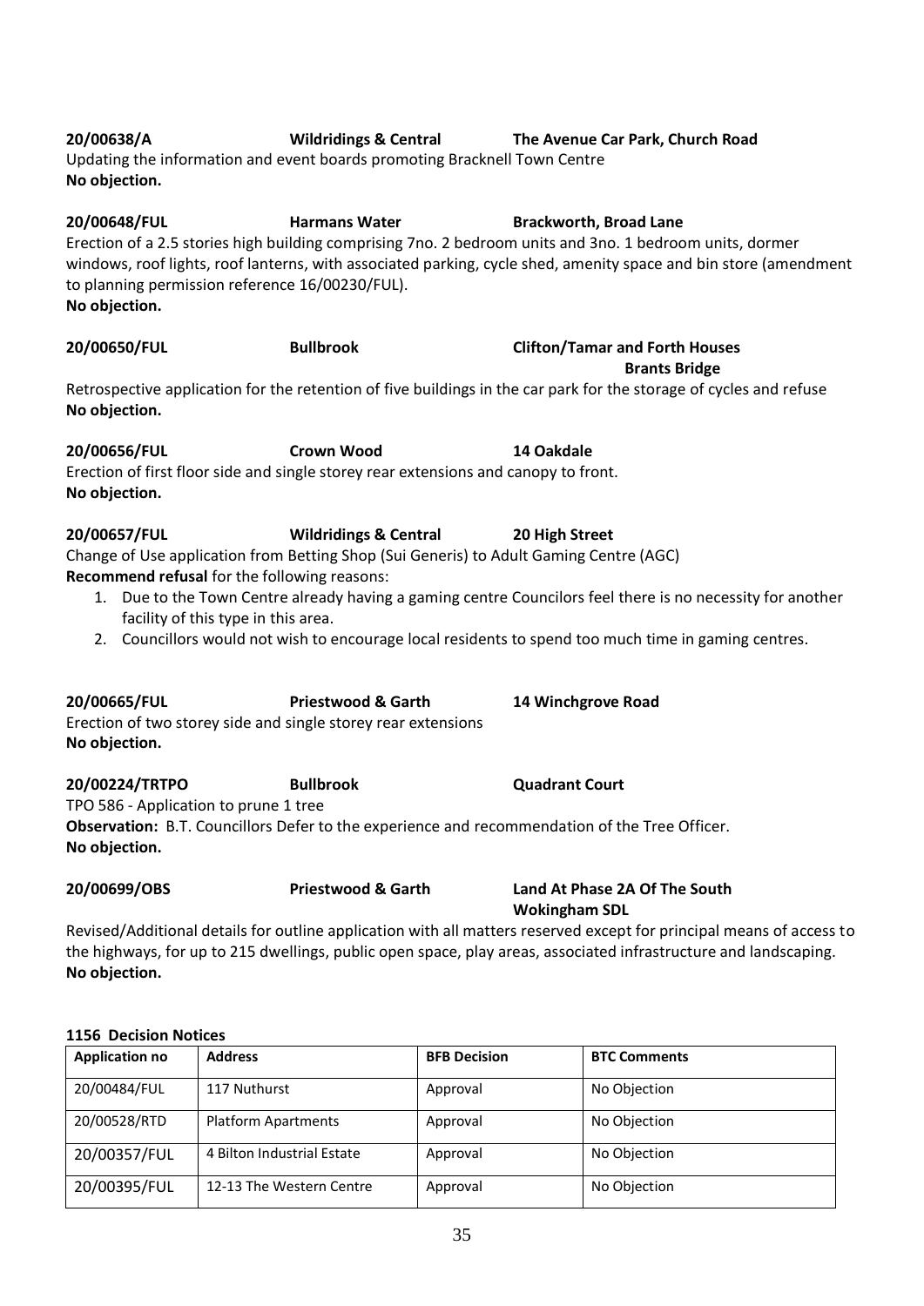**20/00638/A** **Wildridings & Central** **The Avenue Car Park, Church Road**
Updating the information and event boards promoting Bracknell Town Centre
**No objection.**

**20/00648/FUL** **Harmans Water** **Brackworth, Broad Lane**
Erection of a 2.5 stories high building comprising 7no. 2 bedroom units and 3no. 1 bedroom units, dormer windows, roof lights, roof lanterns, with associated parking, cycle shed, amenity space and bin store (amendment to planning permission reference 16/00230/FUL).
**No objection.**

**20/00650/FUL** **Bullbrook** **Clifton/Tamar and Forth Houses Brants Bridge**
Retrospective application for the retention of five buildings in the car park for the storage of cycles and refuse
**No objection.**

**20/00656/FUL** **Crown Wood** **14 Oakdale**
Erection of first floor side and single storey rear extensions and canopy to front.
**No objection.**

**20/00657/FUL** **Wildridings & Central** **20 High Street**
Change of Use application from Betting Shop (Sui Generis) to Adult Gaming Centre (AGC)
**Recommend refusal** for the following reasons:

1. Due to the Town Centre already having a gaming centre Councilors feel there is no necessity for another facility of this type in this area.
2. Councillors would not wish to encourage local residents to spend too much time in gaming centres.

**20/00665/FUL** **Priestwood & Garth** **14 Winchgrove Road**
Erection of two storey side and single storey rear extensions
**No objection.**

**20/00224/TRTPO** **Bullbrook** **Quadrant Court**
TPO 586 - Application to prune 1 tree
**Observation:** B.T. Councillors Defer to the experience and recommendation of the Tree Officer.
**No objection.**

**20/00699/OBS** **Priestwood & Garth** **Land At Phase 2A Of The South Wokingham SDL**
Revised/Additional details for outline application with all matters reserved except for principal means of access to the highways, for up to 215 dwellings, public open space, play areas, associated infrastructure and landscaping.
**No objection.**

**1156 Decision Notices**

| Application no | Address | BFB Decision | BTC Comments |
|---|---|---|---|
| 20/00484/FUL | 117 Nuthurst | Approval | No Objection |
| 20/00528/RTD | Platform Apartments | Approval | No Objection |
| 20/00357/FUL | 4 Bilton Industrial Estate | Approval | No Objection |
| 20/00395/FUL | 12-13 The Western Centre | Approval | No Objection |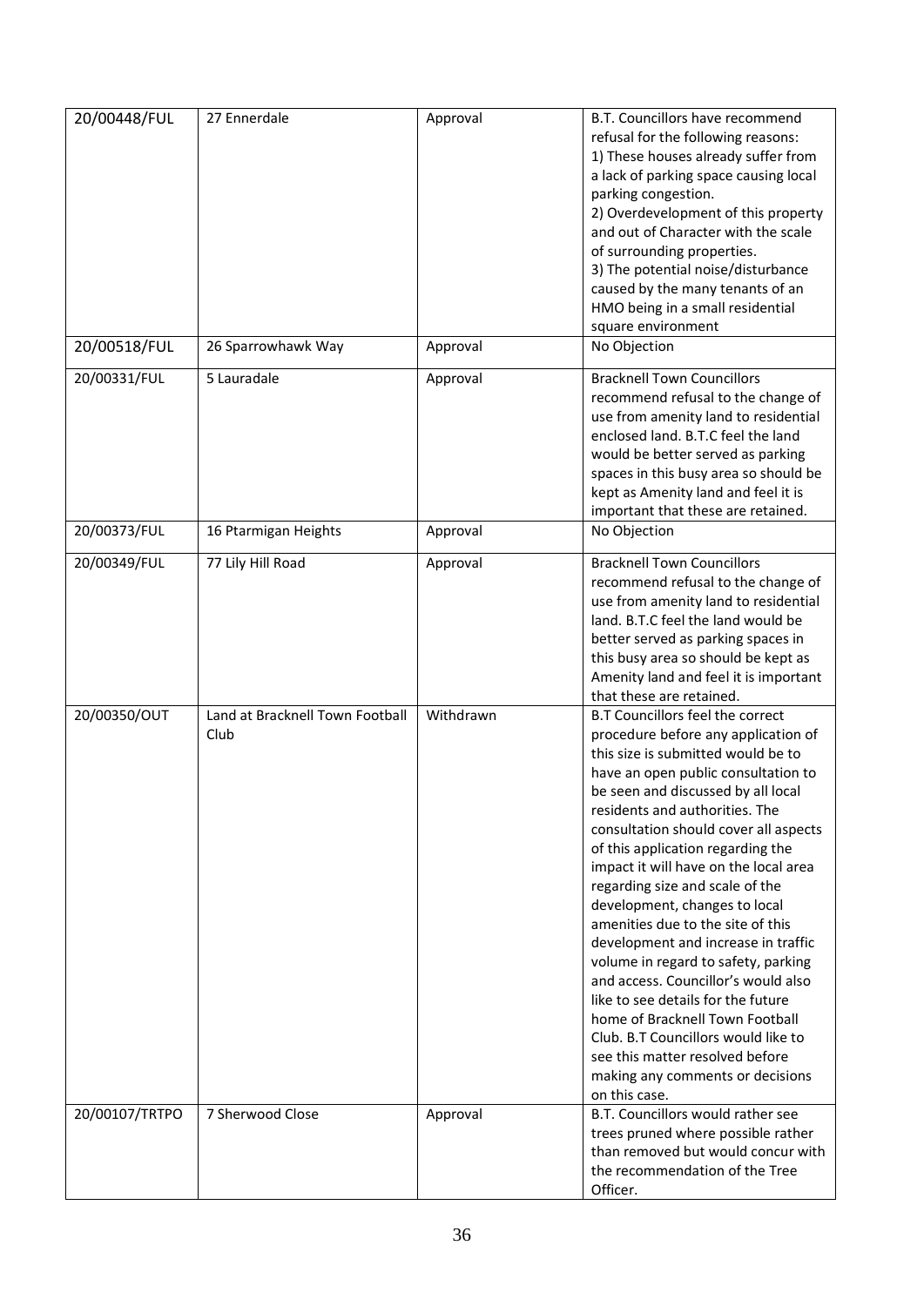| 20/00448/FUL | 27 Ennerdale | Approval | B.T. Councillors have recommend refusal for the following reasons: 1) These houses already suffer from a lack of parking space causing local parking congestion. 2) Overdevelopment of this property and out of Character with the scale of surrounding properties. 3) The potential noise/disturbance caused by the many tenants of an HMO being in a small residential square environment |
|---|---|---|---|
| 20/00518/FUL | 26 Sparrowhawk Way | Approval | No Objection |
| 20/00331/FUL | 5 Lauradale | Approval | Bracknell Town Councillors recommend refusal to the change of use from amenity land to residential enclosed land. B.T.C feel the land would be better served as parking spaces in this busy area so should be kept as Amenity land and feel it is important that these are retained. |
| 20/00373/FUL | 16 Ptarmigan Heights | Approval | No Objection |
| 20/00349/FUL | 77 Lily Hill Road | Approval | Bracknell Town Councillors recommend refusal to the change of use from amenity land to residential land. B.T.C feel the land would be better served as parking spaces in this busy area so should be kept as Amenity land and feel it is important that these are retained. |
| 20/00350/OUT | Land at Bracknell Town Football Club | Withdrawn | B.T Councillors feel the correct procedure before any application of this size is submitted would be to have an open public consultation to be seen and discussed by all local residents and authorities. The consultation should cover all aspects of this application regarding the impact it will have on the local area regarding size and scale of the development, changes to local amenities due to the site of this development and increase in traffic volume in regard to safety, parking and access. Councillor's would also like to see details for the future home of Bracknell Town Football Club. B.T Councillors would like to see this matter resolved before making any comments or decisions on this case. |
| 20/00107/TRTPO | 7 Sherwood Close | Approval | B.T. Councillors would rather see trees pruned where possible rather than removed but would concur with the recommendation of the Tree Officer. |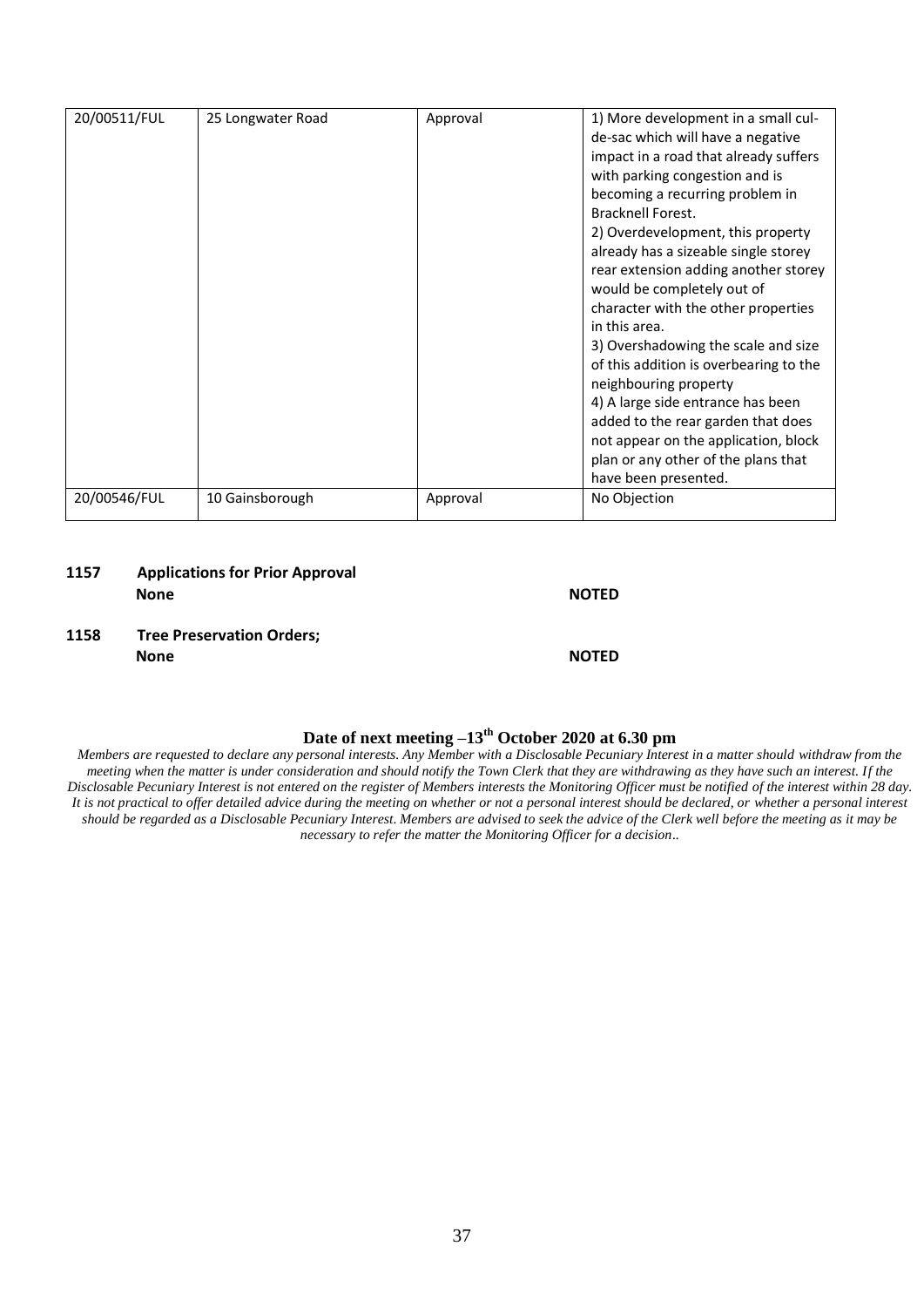| | | | |
|---|---|---|---|
| 20/00511/FUL | 25 Longwater Road | Approval | 1) More development in a small cul-de-sac which will have a negative impact in a road that already suffers with parking congestion and is becoming a recurring problem in Bracknell Forest.<br>2) Overdevelopment, this property already has a sizeable single storey rear extension adding another storey would be completely out of character with the other properties in this area.<br>3) Overshadowing the scale and size of this addition is overbearing to the neighbouring property<br>4) A large side entrance has been added to the rear garden that does not appear on the application, block plan or any other of the plans that have been presented. |
| 20/00546/FUL | 10 Gainsborough | Approval | No Objection |

**1157 Applications for Prior Approval**
**None** **NOTED**

**1158 Tree Preservation Orders;**
**None** **NOTED**

**Date of next meeting –13th October 2020 at 6.30 pm**

*Members are requested to declare any personal interests. Any Member with a Disclosable Pecuniary Interest in a matter should withdraw from the meeting when the matter is under consideration and should notify the Town Clerk that they are withdrawing as they have such an interest. If the Disclosable Pecuniary Interest is not entered on the register of Members interests the Monitoring Officer must be notified of the interest within 28 day. It is not practical to offer detailed advice during the meeting on whether or not a personal interest should be declared, or whether a personal interest should be regarded as a Disclosable Pecuniary Interest. Members are advised to seek the advice of the Clerk well before the meeting as it may be necessary to refer the matter the Monitoring Officer for a decision..*